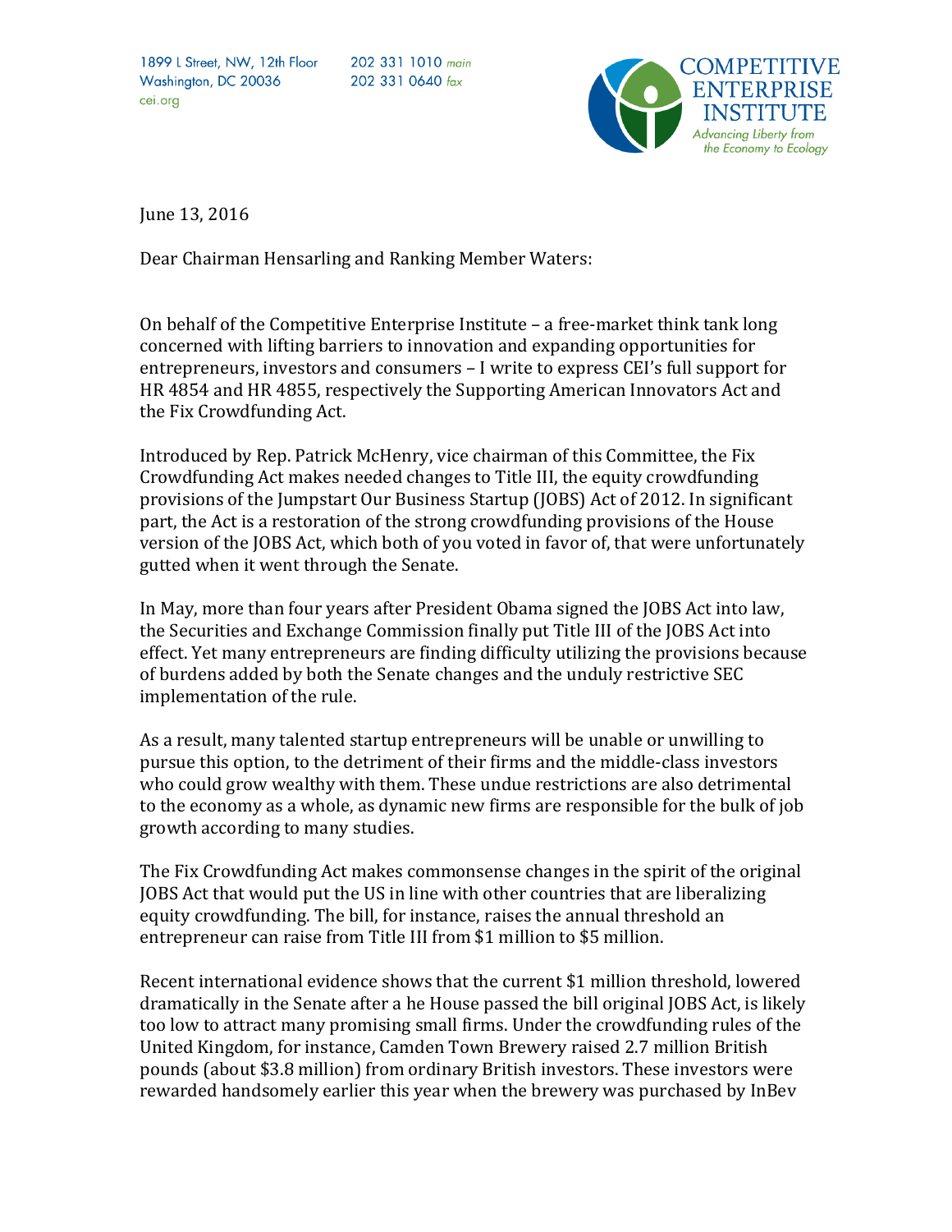1899 L Street, NW, 12th Floor
Washington, DC 20036
cei.org

202 331 1010 *main*
202 331 0640 *fax*

COMPETITIVE ENTERPRISE INSTITUTE
*Advancing Liberty from the Economy to Ecology*

June 13, 2016

Dear Chairman Hensarling and Ranking Member Waters:

On behalf of the Competitive Enterprise Institute – a free-market think tank long concerned with lifting barriers to innovation and expanding opportunities for entrepreneurs, investors and consumers – I write to express CEI's full support for HR 4854 and HR 4855, respectively the Supporting American Innovators Act and the Fix Crowdfunding Act.

Introduced by Rep. Patrick McHenry, vice chairman of this Committee, the Fix Crowdfunding Act makes needed changes to Title III, the equity crowdfunding provisions of the Jumpstart Our Business Startup (JOBS) Act of 2012. In significant part, the Act is a restoration of the strong crowdfunding provisions of the House version of the JOBS Act, which both of you voted in favor of, that were unfortunately gutted when it went through the Senate.

In May, more than four years after President Obama signed the JOBS Act into law, the Securities and Exchange Commission finally put Title III of the JOBS Act into effect. Yet many entrepreneurs are finding difficulty utilizing the provisions because of burdens added by both the Senate changes and the unduly restrictive SEC implementation of the rule.

As a result, many talented startup entrepreneurs will be unable or unwilling to pursue this option, to the detriment of their firms and the middle-class investors who could grow wealthy with them. These undue restrictions are also detrimental to the economy as a whole, as dynamic new firms are responsible for the bulk of job growth according to many studies.

The Fix Crowdfunding Act makes commonsense changes in the spirit of the original JOBS Act that would put the US in line with other countries that are liberalizing equity crowdfunding. The bill, for instance, raises the annual threshold an entrepreneur can raise from Title III from $1 million to $5 million.

Recent international evidence shows that the current $1 million threshold, lowered dramatically in the Senate after a he House passed the bill original JOBS Act, is likely too low to attract many promising small firms. Under the crowdfunding rules of the United Kingdom, for instance, Camden Town Brewery raised 2.7 million British pounds (about $3.8 million) from ordinary British investors. These investors were rewarded handsomely earlier this year when the brewery was purchased by InBev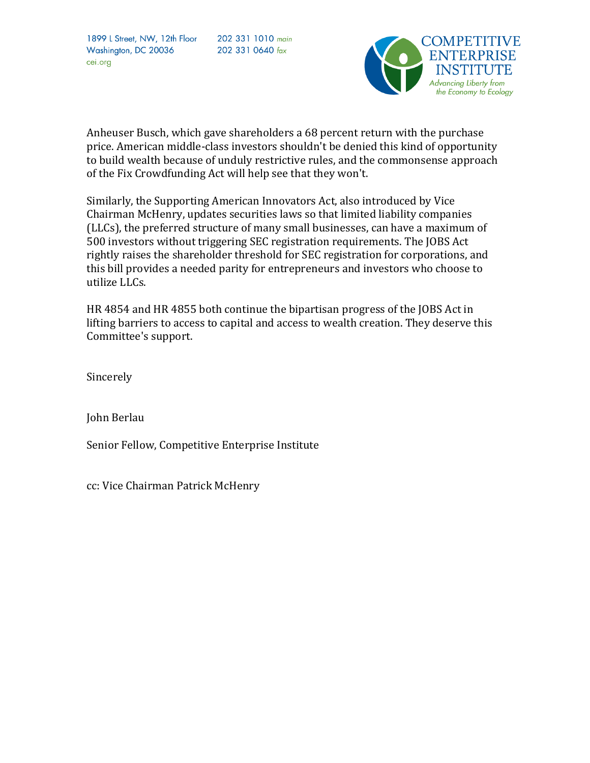Anheuser Busch, which gave shareholders a 68 percent return with the purchase price. American middle-class investors shouldn't be denied this kind of opportunity to build wealth because of unduly restrictive rules, and the commonsense approach of the Fix Crowdfunding Act will help see that they won't.

Similarly, the Supporting American Innovators Act, also introduced by Vice Chairman McHenry, updates securities laws so that limited liability companies (LLCs), the preferred structure of many small businesses, can have a maximum of 500 investors without triggering SEC registration requirements. The JOBS Act rightly raises the shareholder threshold for SEC registration for corporations, and this bill provides a needed parity for entrepreneurs and investors who choose to utilize LLCs.

HR 4854 and HR 4855 both continue the bipartisan progress of the JOBS Act in lifting barriers to access to capital and access to wealth creation. They deserve this Committee's support.

Sincerely

John Berlau

Senior Fellow, Competitive Enterprise Institute

cc: Vice Chairman Patrick McHenry